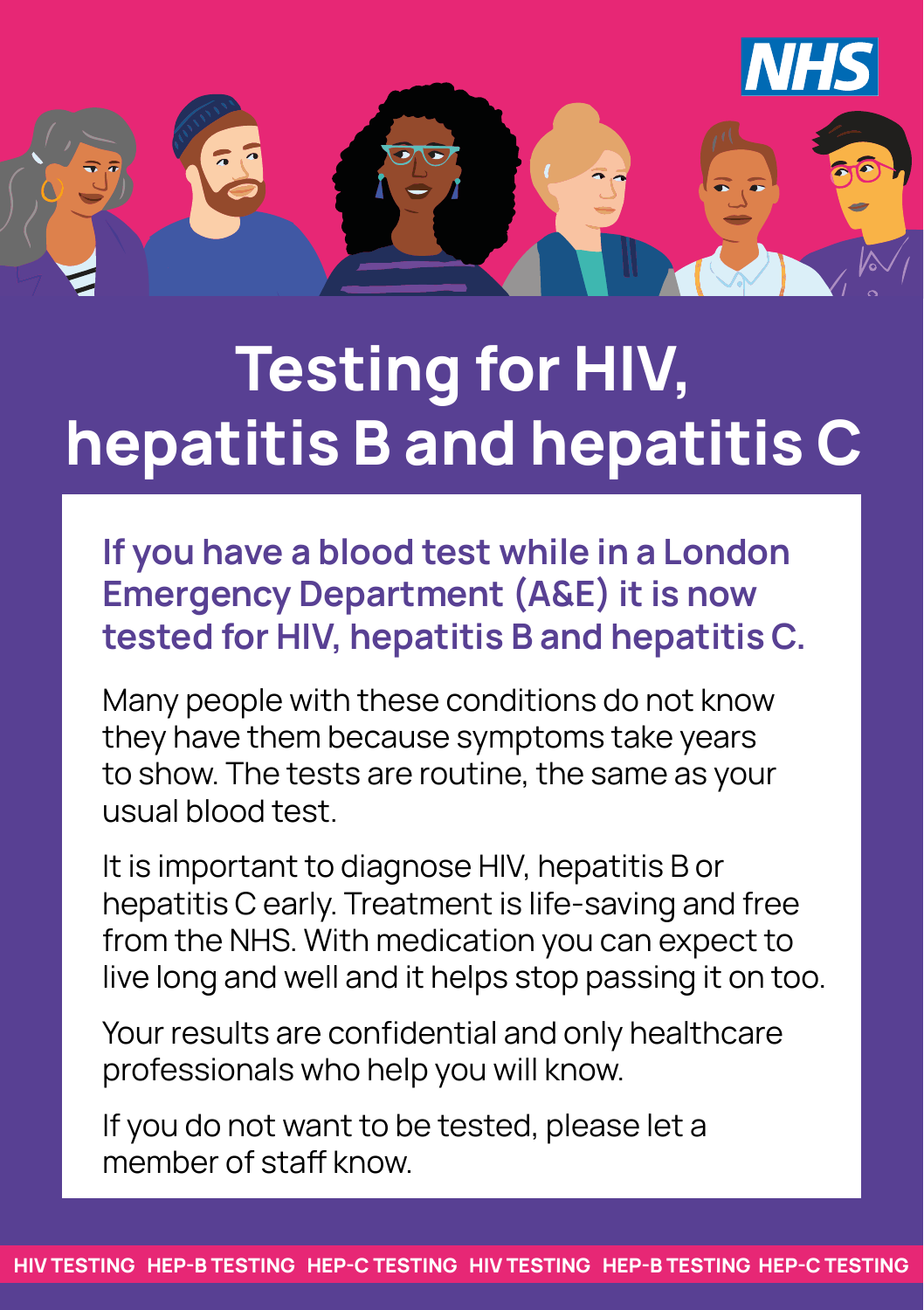NHS

# Testing for HIV, hepatitis B and hepatitis C

**If you have a blood test while in a London Emergency Department (A&E) it is now tested for HIV, hepatitis B and hepatitis C.**

Many people with these conditions do not know they have them because symptoms take years to show. The tests are routine, the same as your usual blood test.

It is important to diagnose HIV, hepatitis B or hepatitis C early. Treatment is life-saving and free from the NHS. With medication you can expect to live long and well and it helps stop passing it on too.

Your results are confidential and only healthcare professionals who help you will know.

If you do not want to be tested, please let a member of staff know.

HIV TESTING HEP-B TESTING HEP-C TESTING HIV TESTING HEP-B TESTING HEP-C TESTING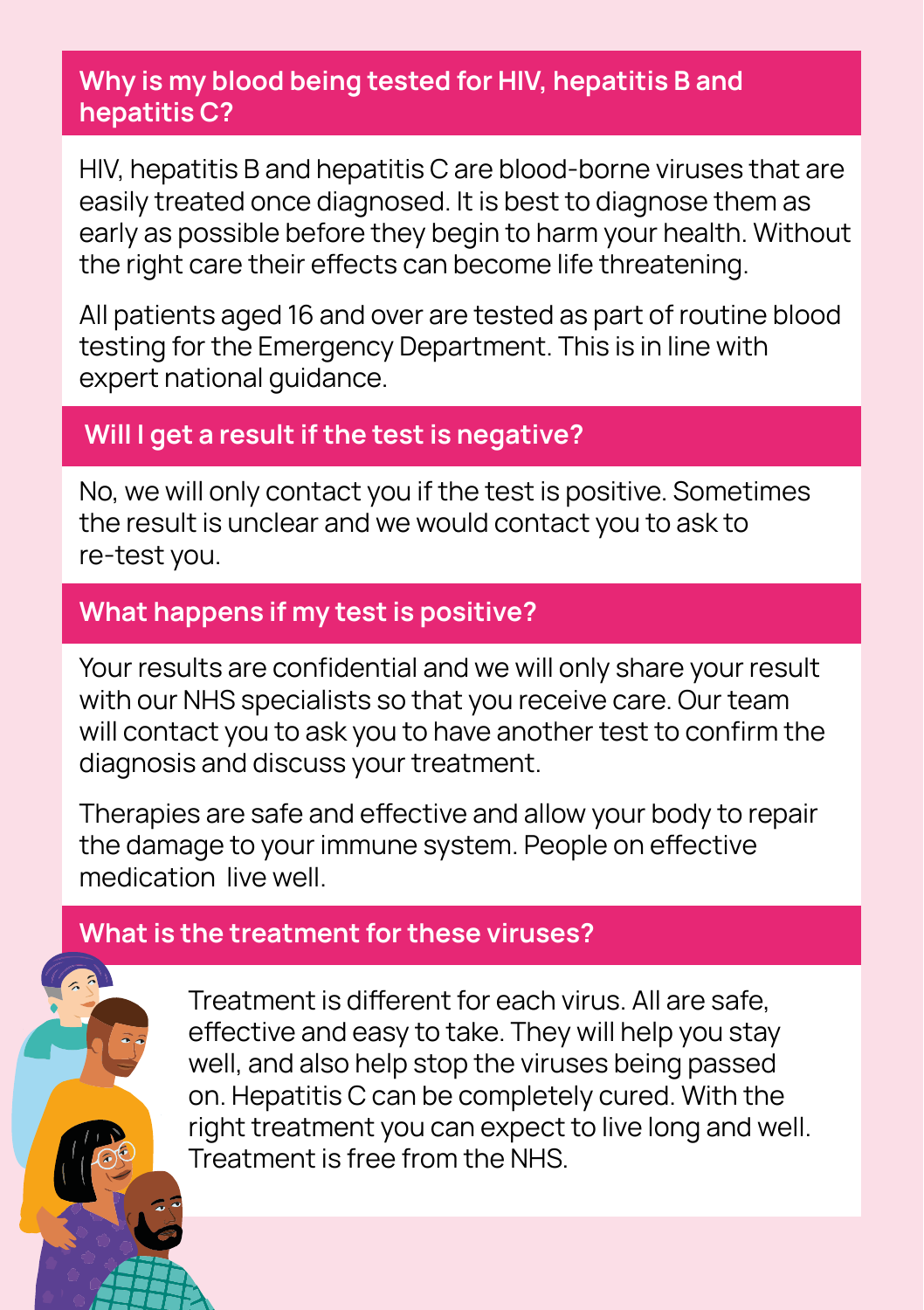## Why is my blood being tested for HIV, hepatitis B and hepatitis C?

HIV, hepatitis B and hepatitis C are blood-borne viruses that are easily treated once diagnosed. It is best to diagnose them as early as possible before they begin to harm your health. Without the right care their effects can become life threatening.

All patients aged 16 and over are tested as part of routine blood testing for the Emergency Department. This is in line with expert national guidance.

## Will I get a result if the test is negative?

No, we will only contact you if the test is positive. Sometimes the result is unclear and we would contact you to ask to re-test you.

## What happens if my test is positive?

Your results are confidential and we will only share your result with our NHS specialists so that you receive care. Our team will contact you to ask you to have another test to confirm the diagnosis and discuss your treatment.

Therapies are safe and effective and allow your body to repair the damage to your immune system. People on effective medication live well.

## What is the treatment for these viruses?

Treatment is different for each virus. All are safe, effective and easy to take. They will help you stay well, and also help stop the viruses being passed on. Hepatitis C can be completely cured. With the right treatment you can expect to live long and well. Treatment is free from the NHS.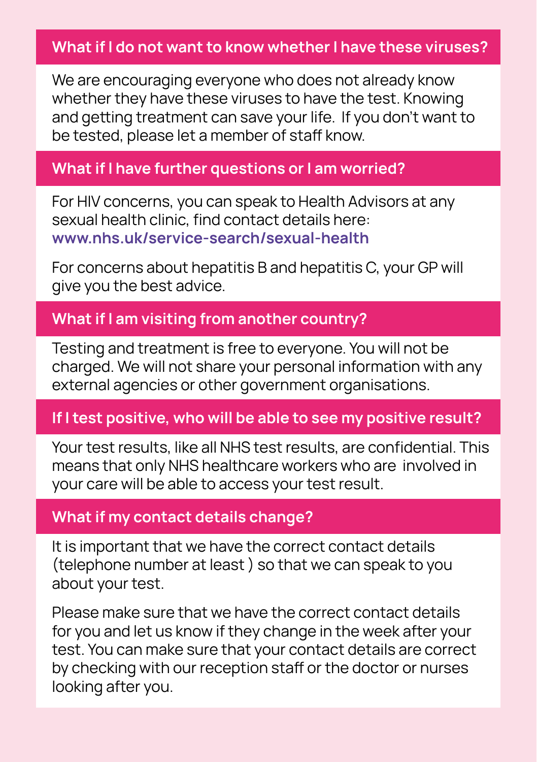## What if I do not want to know whether I have these viruses?

We are encouraging everyone who does not already know whether they have these viruses to have the test. Knowing and getting treatment can save your life. If you don't want to be tested, please let a member of staff know.

## What if I have further questions or I am worried?

For HIV concerns, you can speak to Health Advisors at any sexual health clinic, find contact details here: **www.nhs.uk/service-search/sexual-health**

For concerns about hepatitis B and hepatitis C, your GP will give you the best advice.

## What if I am visiting from another country?

Testing and treatment is free to everyone. You will not be charged. We will not share your personal information with any external agencies or other government organisations.

## If I test positive, who will be able to see my positive result?

Your test results, like all NHS test results, are confidential. This means that only NHS healthcare workers who are involved in your care will be able to access your test result.

## What if my contact details change?

It is important that we have the correct contact details (telephone number at least ) so that we can speak to you about your test.

Please make sure that we have the correct contact details for you and let us know if they change in the week after your test. You can make sure that your contact details are correct by checking with our reception staff or the doctor or nurses looking after you.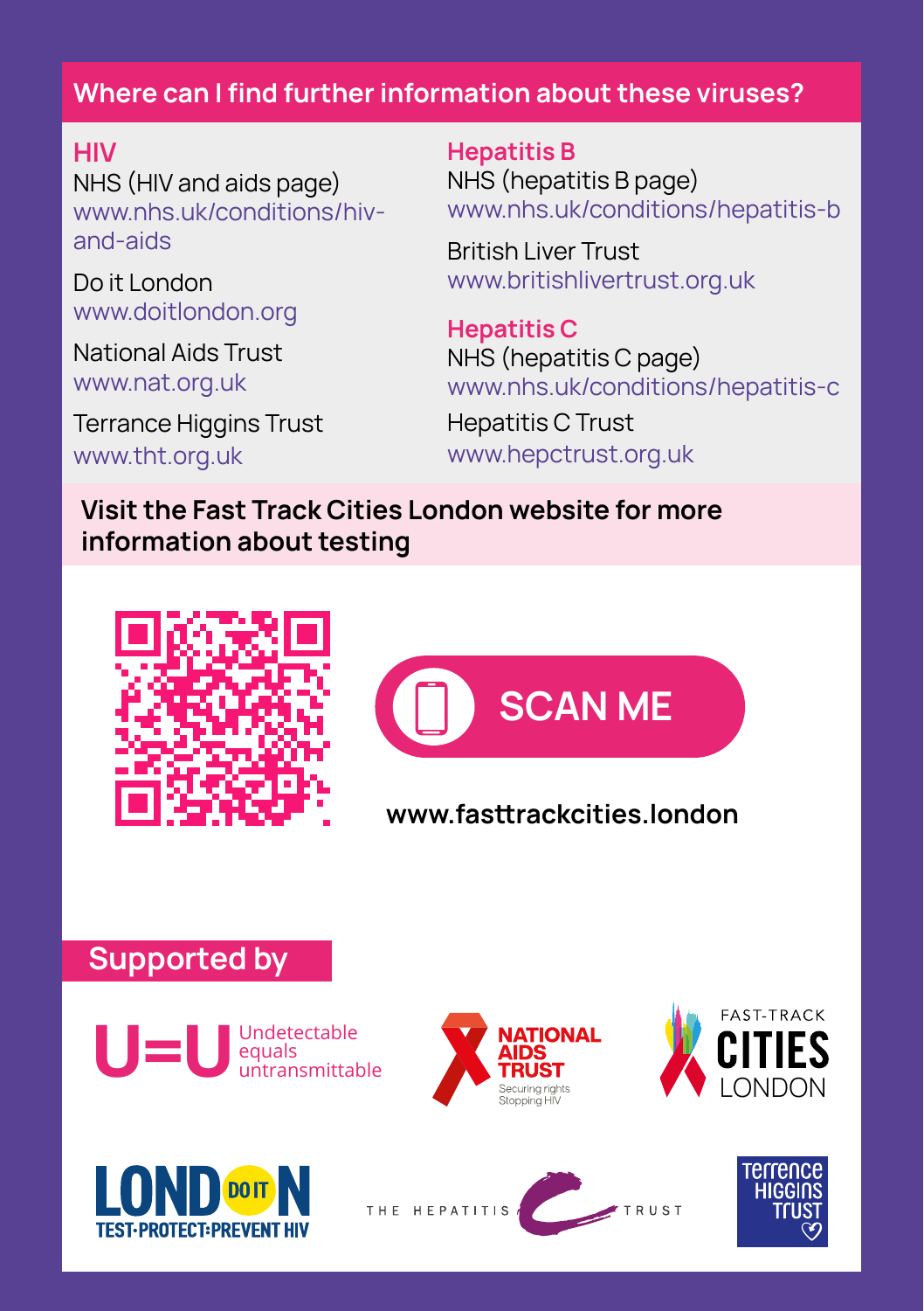## Where can I find further information about these viruses?

### HIV

NHS (HIV and aids page)
www.nhs.uk/conditions/hiv-and-aids

Do it London
www.doitlondon.org

National Aids Trust
www.nat.org.uk

Terrance Higgins Trust
www.tht.org.uk

### Hepatitis B

NHS (hepatitis B page)
www.nhs.uk/conditions/hepatitis-b

British Liver Trust
www.britishlivertrust.org.uk

### Hepatitis C

NHS (hepatitis C page)
www.nhs.uk/conditions/hepatitis-c

Hepatitis C Trust
www.hepctrust.org.uk

**Visit the Fast Track Cities London website for more information about testing**

SCAN ME

**www.fasttrackcities.london**

## Supported by

U=U Undetectable equals untransmittable

NATIONAL AIDS TRUST Securing rights Stopping HIV

FAST-TRACK CITIES LONDON

LONDON DO IT TEST·PROTECT·PREVENT HIV

THE HEPATITIS C TRUST

Terrence Higgins Trust